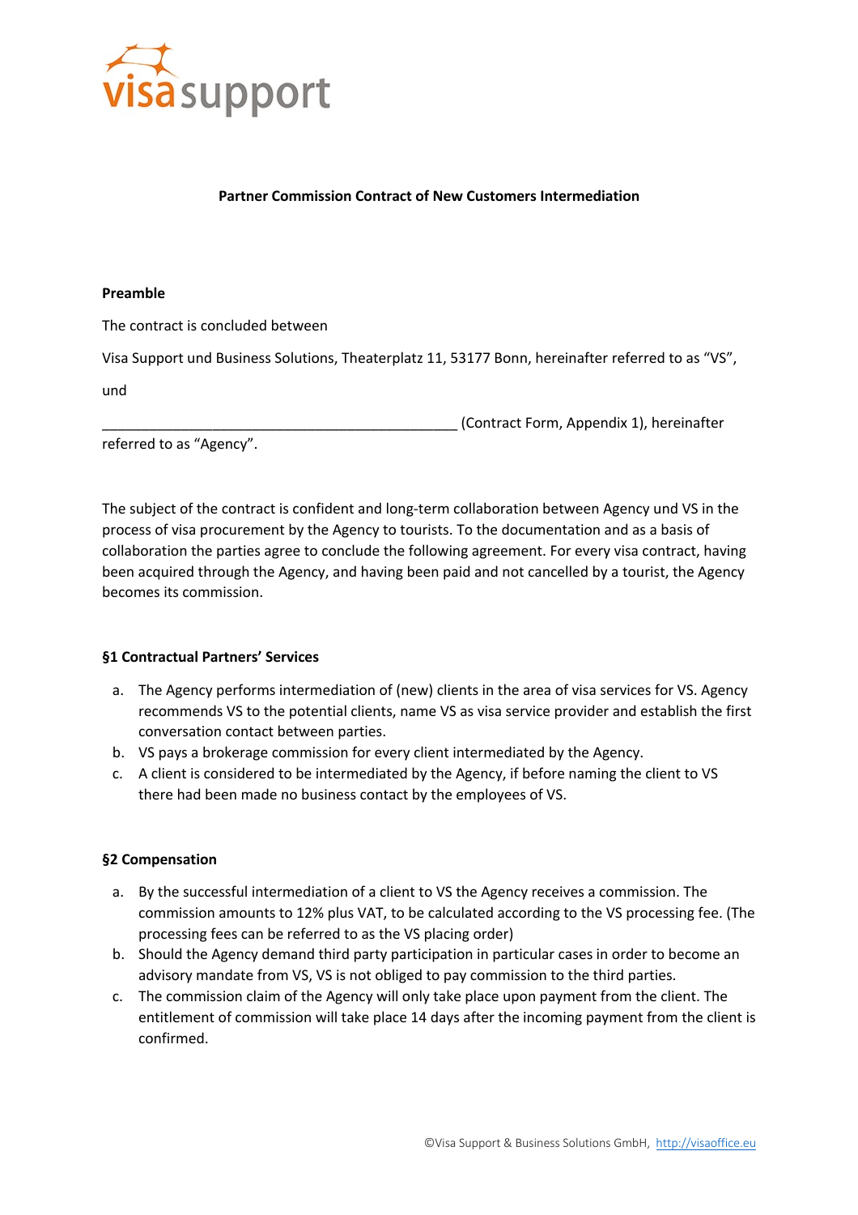**Partner Commission Contract of New Customers Intermediation**

**Preamble**

The contract is concluded between

Visa Support und Business Solutions, Theaterplatz 11, 53177 Bonn, hereinafter referred to as "VS",

und

_______________________________________________ (Contract Form, Appendix 1), hereinafter referred to as "Agency".

The subject of the contract is confident and long-term collaboration between Agency und VS in the process of visa procurement by the Agency to tourists. To the documentation and as a basis of collaboration the parties agree to conclude the following agreement. For every visa contract, having been acquired through the Agency, and having been paid and not cancelled by a tourist, the Agency becomes its commission.

**§1 Contractual Partners' Services**

a. The Agency performs intermediation of (new) clients in the area of visa services for VS. Agency recommends VS to the potential clients, name VS as visa service provider and establish the first conversation contact between parties.
b. VS pays a brokerage commission for every client intermediated by the Agency.
c. A client is considered to be intermediated by the Agency, if before naming the client to VS there had been made no business contact by the employees of VS.

**§2 Compensation**

a. By the successful intermediation of a client to VS the Agency receives a commission. The commission amounts to 12% plus VAT, to be calculated according to the VS processing fee. (The processing fees can be referred to as the VS placing order)
b. Should the Agency demand third party participation in particular cases in order to become an advisory mandate from VS, VS is not obliged to pay commission to the third parties.
c. The commission claim of the Agency will only take place upon payment from the client. The entitlement of commission will take place 14 days after the incoming payment from the client is confirmed.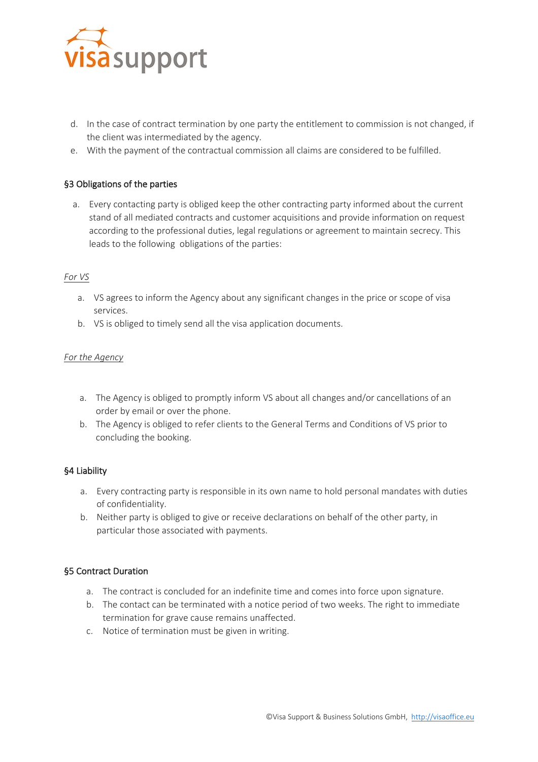d. In the case of contract termination by one party the entitlement to commission is not changed, if the client was intermediated by the agency.
e. With the payment of the contractual commission all claims are considered to be fulfilled.

### §3 Obligations of the parties

a. Every contacting party is obliged keep the other contracting party informed about the current stand of all mediated contracts and customer acquisitions and provide information on request according to the professional duties, legal regulations or agreement to maintain secrecy. This leads to the following obligations of the parties:

*For VS*

a. VS agrees to inform the Agency about any significant changes in the price or scope of visa services.
b. VS is obliged to timely send all the visa application documents.

*For the Agency*

a. The Agency is obliged to promptly inform VS about all changes and/or cancellations of an order by email or over the phone.
b. The Agency is obliged to refer clients to the General Terms and Conditions of VS prior to concluding the booking.

### §4 Liability

a. Every contracting party is responsible in its own name to hold personal mandates with duties of confidentiality.
b. Neither party is obliged to give or receive declarations on behalf of the other party, in particular those associated with payments.

### §5 Contract Duration

a. The contract is concluded for an indefinite time and comes into force upon signature.
b. The contact can be terminated with a notice period of two weeks. The right to immediate termination for grave cause remains unaffected.
c. Notice of termination must be given in writing.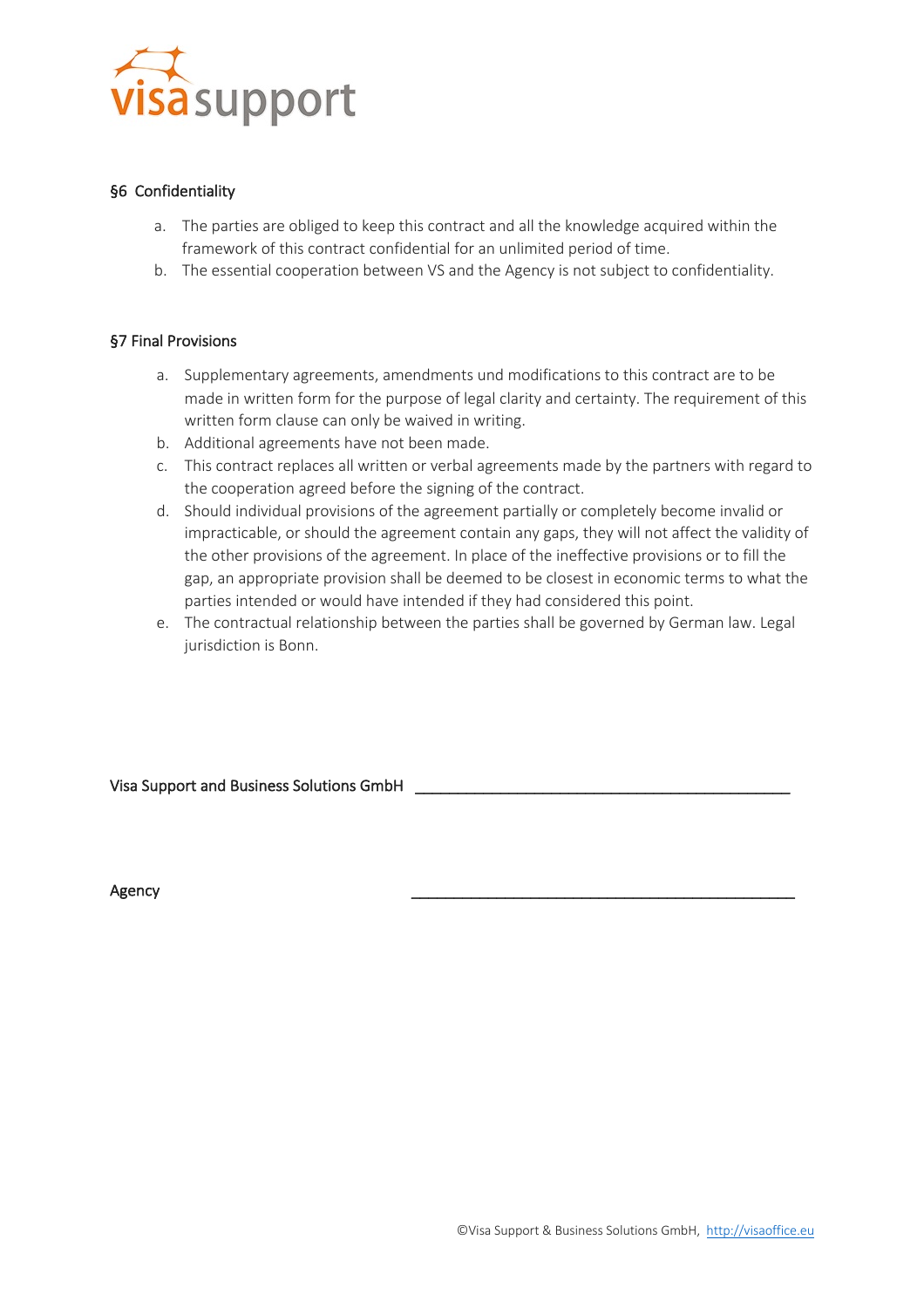## §6 Confidentiality

a. The parties are obliged to keep this contract and all the knowledge acquired within the framework of this contract confidential for an unlimited period of time.
b. The essential cooperation between VS and the Agency is not subject to confidentiality.

## §7 Final Provisions

a. Supplementary agreements, amendments und modifications to this contract are to be made in written form for the purpose of legal clarity and certainty. The requirement of this written form clause can only be waived in writing.
b. Additional agreements have not been made.
c. This contract replaces all written or verbal agreements made by the partners with regard to the cooperation agreed before the signing of the contract.
d. Should individual provisions of the agreement partially or completely become invalid or impracticable, or should the agreement contain any gaps, they will not affect the validity of the other provisions of the agreement. In place of the ineffective provisions or to fill the gap, an appropriate provision shall be deemed to be closest in economic terms to what the parties intended or would have intended if they had considered this point.
e. The contractual relationship between the parties shall be governed by German law. Legal jurisdiction is Bonn.

Visa Support and Business Solutions GmbH \_\_\_\_\_\_\_\_\_\_\_\_\_\_\_\_\_\_\_\_\_\_\_\_\_\_\_\_\_\_\_\_\_\_\_\_\_\_\_\_

Agency \_\_\_\_\_\_\_\_\_\_\_\_\_\_\_\_\_\_\_\_\_\_\_\_\_\_\_\_\_\_\_\_\_\_\_\_\_\_\_\_

©Visa Support & Business Solutions GmbH, http://visaoffice.eu